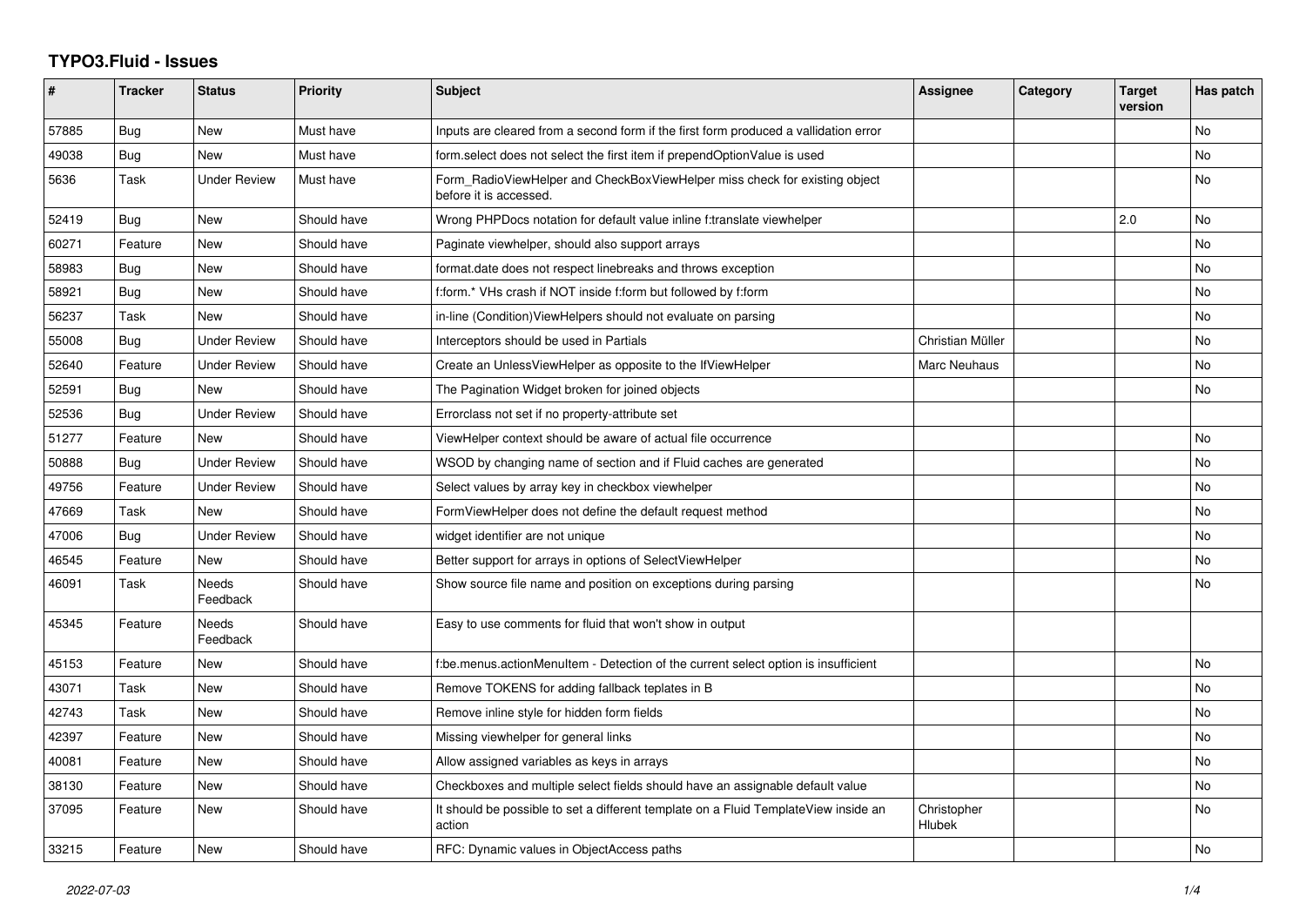# TYPO3.Fluid - Issues

| # | Tracker | Status | Priority | Subject | Assignee | Category | Target version | Has patch |
|---|---|---|---|---|---|---|---|---|
| 57885 | Bug | New | Must have | Inputs are cleared from a second form if the first form produced a vallidation error | | | | No |
| 49038 | Bug | New | Must have | form.select does not select the first item if prependOptionValue is used | | | | No |
| 5636 | Task | Under Review | Must have | Form_RadioViewHelper and CheckBoxViewHelper miss check for existing object before it is accessed. | | | | No |
| 52419 | Bug | New | Should have | Wrong PHPDocs notation for default value inline f:translate viewhelper | | | 2.0 | No |
| 60271 | Feature | New | Should have | Paginate viewhelper, should also support arrays | | | | No |
| 58983 | Bug | New | Should have | format.date does not respect linebreaks and throws exception | | | | No |
| 58921 | Bug | New | Should have | f:form.* VHs crash if NOT inside f:form but followed by f:form | | | | No |
| 56237 | Task | New | Should have | in-line (Condition)ViewHelpers should not evaluate on parsing | | | | No |
| 55008 | Bug | Under Review | Should have | Interceptors should be used in Partials | Christian Müller | | | No |
| 52640 | Feature | Under Review | Should have | Create an UnlessViewHelper as opposite to the IfViewHelper | Marc Neuhaus | | | No |
| 52591 | Bug | New | Should have | The Pagination Widget broken for joined objects | | | | No |
| 52536 | Bug | Under Review | Should have | Errorclass not set if no property-attribute set | | | | |
| 51277 | Feature | New | Should have | ViewHelper context should be aware of actual file occurrence | | | | No |
| 50888 | Bug | Under Review | Should have | WSOD by changing name of section and if Fluid caches are generated | | | | No |
| 49756 | Feature | Under Review | Should have | Select values by array key in checkbox viewhelper | | | | No |
| 47669 | Task | New | Should have | FormViewHelper does not define the default request method | | | | No |
| 47006 | Bug | Under Review | Should have | widget identifier are not unique | | | | No |
| 46545 | Feature | New | Should have | Better support for arrays in options of SelectViewHelper | | | | No |
| 46091 | Task | Needs Feedback | Should have | Show source file name and position on exceptions during parsing | | | | No |
| 45345 | Feature | Needs Feedback | Should have | Easy to use comments for fluid that won't show in output | | | | |
| 45153 | Feature | New | Should have | f:be.menus.actionMenuItem - Detection of the current select option is insufficient | | | | No |
| 43071 | Task | New | Should have | Remove TOKENS for adding fallback teplates in B | | | | No |
| 42743 | Task | New | Should have | Remove inline style for hidden form fields | | | | No |
| 42397 | Feature | New | Should have | Missing viewhelper for general links | | | | No |
| 40081 | Feature | New | Should have | Allow assigned variables as keys in arrays | | | | No |
| 38130 | Feature | New | Should have | Checkboxes and multiple select fields should have an assignable default value | | | | No |
| 37095 | Feature | New | Should have | It should be possible to set a different template on a Fluid TemplateView inside an action | Christopher Hlubek | | | No |
| 33215 | Feature | New | Should have | RFC: Dynamic values in ObjectAccess paths | | | | No |

*2022-07-03*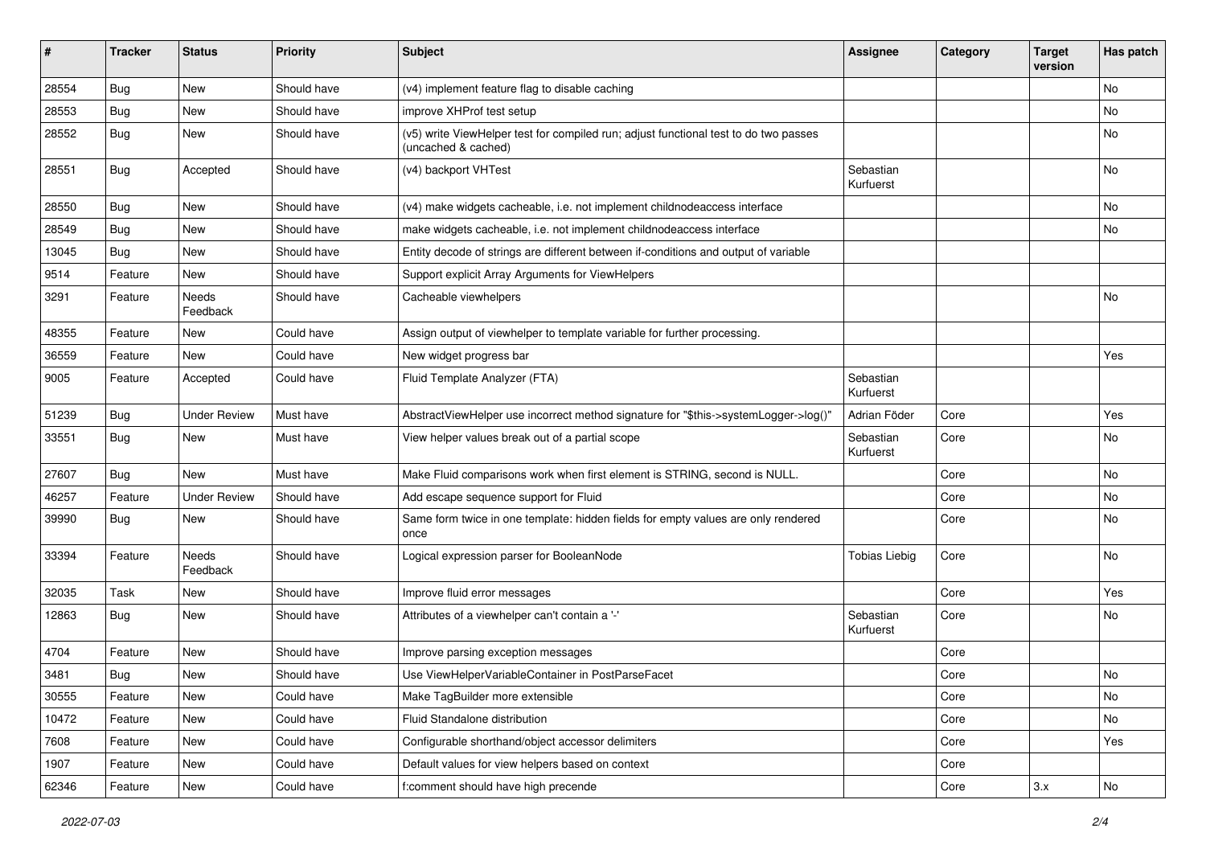| # | Tracker | Status | Priority | Subject | Assignee | Category | Target version | Has patch |
|---|---|---|---|---|---|---|---|---|
| 28554 | Bug | New | Should have | (v4) implement feature flag to disable caching | | | | No |
| 28553 | Bug | New | Should have | improve XHProf test setup | | | | No |
| 28552 | Bug | New | Should have | (v5) write ViewHelper test for compiled run; adjust functional test to do two passes (uncached & cached) | | | | No |
| 28551 | Bug | Accepted | Should have | (v4) backport VHTest | Sebastian Kurfuerst | | | No |
| 28550 | Bug | New | Should have | (v4) make widgets cacheable, i.e. not implement childnodeaccess interface | | | | No |
| 28549 | Bug | New | Should have | make widgets cacheable, i.e. not implement childnodeaccess interface | | | | No |
| 13045 | Bug | New | Should have | Entity decode of strings are different between if-conditions and output of variable | | | | |
| 9514 | Feature | New | Should have | Support explicit Array Arguments for ViewHelpers | | | | |
| 3291 | Feature | Needs Feedback | Should have | Cacheable viewhelpers | | | | No |
| 48355 | Feature | New | Could have | Assign output of viewhelper to template variable for further processing. | | | | |
| 36559 | Feature | New | Could have | New widget progress bar | | | | Yes |
| 9005 | Feature | Accepted | Could have | Fluid Template Analyzer (FTA) | Sebastian Kurfuerst | | | |
| 51239 | Bug | Under Review | Must have | AbstractViewHelper use incorrect method signature for "$this->systemLogger->log()" | Adrian Föder | Core | | Yes |
| 33551 | Bug | New | Must have | View helper values break out of a partial scope | Sebastian Kurfuerst | Core | | No |
| 27607 | Bug | New | Must have | Make Fluid comparisons work when first element is STRING, second is NULL. | | Core | | No |
| 46257 | Feature | Under Review | Should have | Add escape sequence support for Fluid | | Core | | No |
| 39990 | Bug | New | Should have | Same form twice in one template: hidden fields for empty values are only rendered once | | Core | | No |
| 33394 | Feature | Needs Feedback | Should have | Logical expression parser for BooleanNode | Tobias Liebig | Core | | No |
| 32035 | Task | New | Should have | Improve fluid error messages | | Core | | Yes |
| 12863 | Bug | New | Should have | Attributes of a viewhelper can't contain a '-' | Sebastian Kurfuerst | Core | | No |
| 4704 | Feature | New | Should have | Improve parsing exception messages | | Core | | |
| 3481 | Bug | New | Should have | Use ViewHelperVariableContainer in PostParseFacet | | Core | | No |
| 30555 | Feature | New | Could have | Make TagBuilder more extensible | | Core | | No |
| 10472 | Feature | New | Could have | Fluid Standalone distribution | | Core | | No |
| 7608 | Feature | New | Could have | Configurable shorthand/object accessor delimiters | | Core | | Yes |
| 1907 | Feature | New | Could have | Default values for view helpers based on context | | Core | | |
| 62346 | Feature | New | Could have | f:comment should have high precende | | Core | 3.x | No |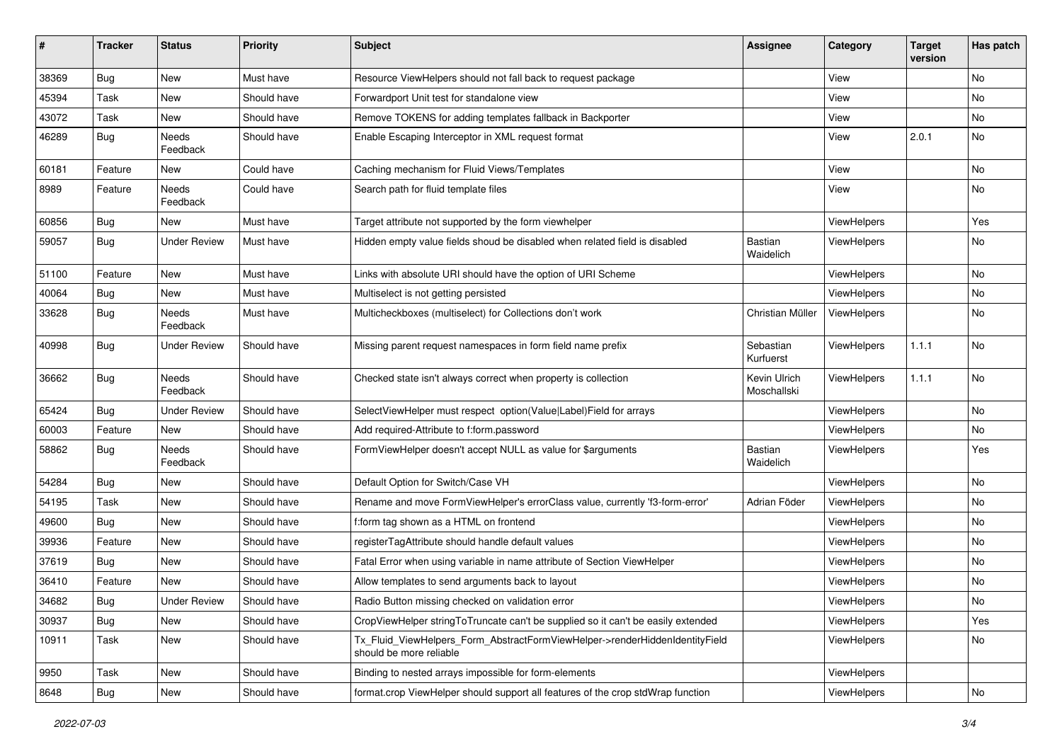| # | Tracker | Status | Priority | Subject | Assignee | Category | Target version | Has patch |
|---|---|---|---|---|---|---|---|---|
| 38369 | Bug | New | Must have | Resource ViewHelpers should not fall back to request package | | View | | No |
| 45394 | Task | New | Should have | Forwardport Unit test for standalone view | | View | | No |
| 43072 | Task | New | Should have | Remove TOKENS for adding templates fallback in Backporter | | View | | No |
| 46289 | Bug | Needs Feedback | Should have | Enable Escaping Interceptor in XML request format | | View | 2.0.1 | No |
| 60181 | Feature | New | Could have | Caching mechanism for Fluid Views/Templates | | View | | No |
| 8989 | Feature | Needs Feedback | Could have | Search path for fluid template files | | View | | No |
| 60856 | Bug | New | Must have | Target attribute not supported by the form viewhelper | | ViewHelpers | | Yes |
| 59057 | Bug | Under Review | Must have | Hidden empty value fields shoud be disabled when related field is disabled | Bastian Waidelich | ViewHelpers | | No |
| 51100 | Feature | New | Must have | Links with absolute URI should have the option of URI Scheme | | ViewHelpers | | No |
| 40064 | Bug | New | Must have | Multiselect is not getting persisted | | ViewHelpers | | No |
| 33628 | Bug | Needs Feedback | Must have | Multicheckboxes (multiselect) for Collections don't work | Christian Müller | ViewHelpers | | No |
| 40998 | Bug | Under Review | Should have | Missing parent request namespaces in form field name prefix | Sebastian Kurfuerst | ViewHelpers | 1.1.1 | No |
| 36662 | Bug | Needs Feedback | Should have | Checked state isn't always correct when property is collection | Kevin Ulrich Moschallski | ViewHelpers | 1.1.1 | No |
| 65424 | Bug | Under Review | Should have | SelectViewHelper must respect option(Value\|Label)Field for arrays | | ViewHelpers | | No |
| 60003 | Feature | New | Should have | Add required-Attribute to f:form.password | | ViewHelpers | | No |
| 58862 | Bug | Needs Feedback | Should have | FormViewHelper doesn't accept NULL as value for $arguments | Bastian Waidelich | ViewHelpers | | Yes |
| 54284 | Bug | New | Should have | Default Option for Switch/Case VH | | ViewHelpers | | No |
| 54195 | Task | New | Should have | Rename and move FormViewHelper's errorClass value, currently 'f3-form-error' | Adrian Föder | ViewHelpers | | No |
| 49600 | Bug | New | Should have | f:form tag shown as a HTML on frontend | | ViewHelpers | | No |
| 39936 | Feature | New | Should have | registerTagAttribute should handle default values | | ViewHelpers | | No |
| 37619 | Bug | New | Should have | Fatal Error when using variable in name attribute of Section ViewHelper | | ViewHelpers | | No |
| 36410 | Feature | New | Should have | Allow templates to send arguments back to layout | | ViewHelpers | | No |
| 34682 | Bug | Under Review | Should have | Radio Button missing checked on validation error | | ViewHelpers | | No |
| 30937 | Bug | New | Should have | CropViewHelper stringToTruncate can't be supplied so it can't be easily extended | | ViewHelpers | | Yes |
| 10911 | Task | New | Should have | Tx_Fluid_ViewHelpers_Form_AbstractFormViewHelper->renderHiddenIdentityField should be more reliable | | ViewHelpers | | No |
| 9950 | Task | New | Should have | Binding to nested arrays impossible for form-elements | | ViewHelpers | | |
| 8648 | Bug | New | Should have | format.crop ViewHelper should support all features of the crop stdWrap function | | ViewHelpers | | No |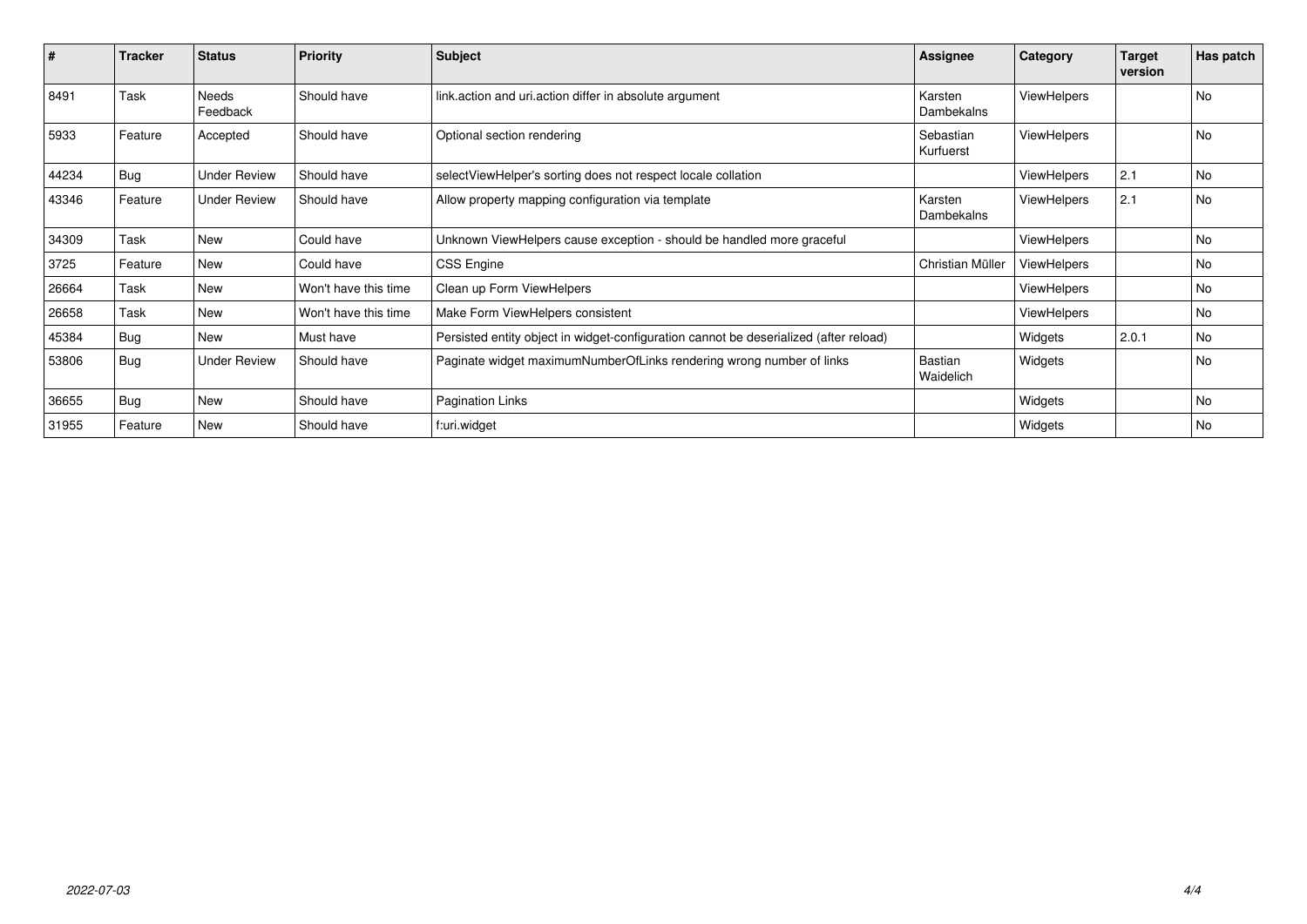| # | Tracker | Status | Priority | Subject | Assignee | Category | Target version | Has patch |
|---|---|---|---|---|---|---|---|---|
| 8491 | Task | Needs Feedback | Should have | link.action and uri.action differ in absolute argument | Karsten Dambekalns | ViewHelpers | | No |
| 5933 | Feature | Accepted | Should have | Optional section rendering | Sebastian Kurfuerst | ViewHelpers | | No |
| 44234 | Bug | Under Review | Should have | selectViewHelper's sorting does not respect locale collation | | ViewHelpers | 2.1 | No |
| 43346 | Feature | Under Review | Should have | Allow property mapping configuration via template | Karsten Dambekalns | ViewHelpers | 2.1 | No |
| 34309 | Task | New | Could have | Unknown ViewHelpers cause exception - should be handled more graceful | | ViewHelpers | | No |
| 3725 | Feature | New | Could have | CSS Engine | Christian Müller | ViewHelpers | | No |
| 26664 | Task | New | Won't have this time | Clean up Form ViewHelpers | | ViewHelpers | | No |
| 26658 | Task | New | Won't have this time | Make Form ViewHelpers consistent | | ViewHelpers | | No |
| 45384 | Bug | New | Must have | Persisted entity object in widget-configuration cannot be deserialized (after reload) | | Widgets | 2.0.1 | No |
| 53806 | Bug | Under Review | Should have | Paginate widget maximumNumberOfLinks rendering wrong number of links | Bastian Waidelich | Widgets | | No |
| 36655 | Bug | New | Should have | Pagination Links | | Widgets | | No |
| 31955 | Feature | New | Should have | f:uri.widget | | Widgets | | No |

*2022-07-03*